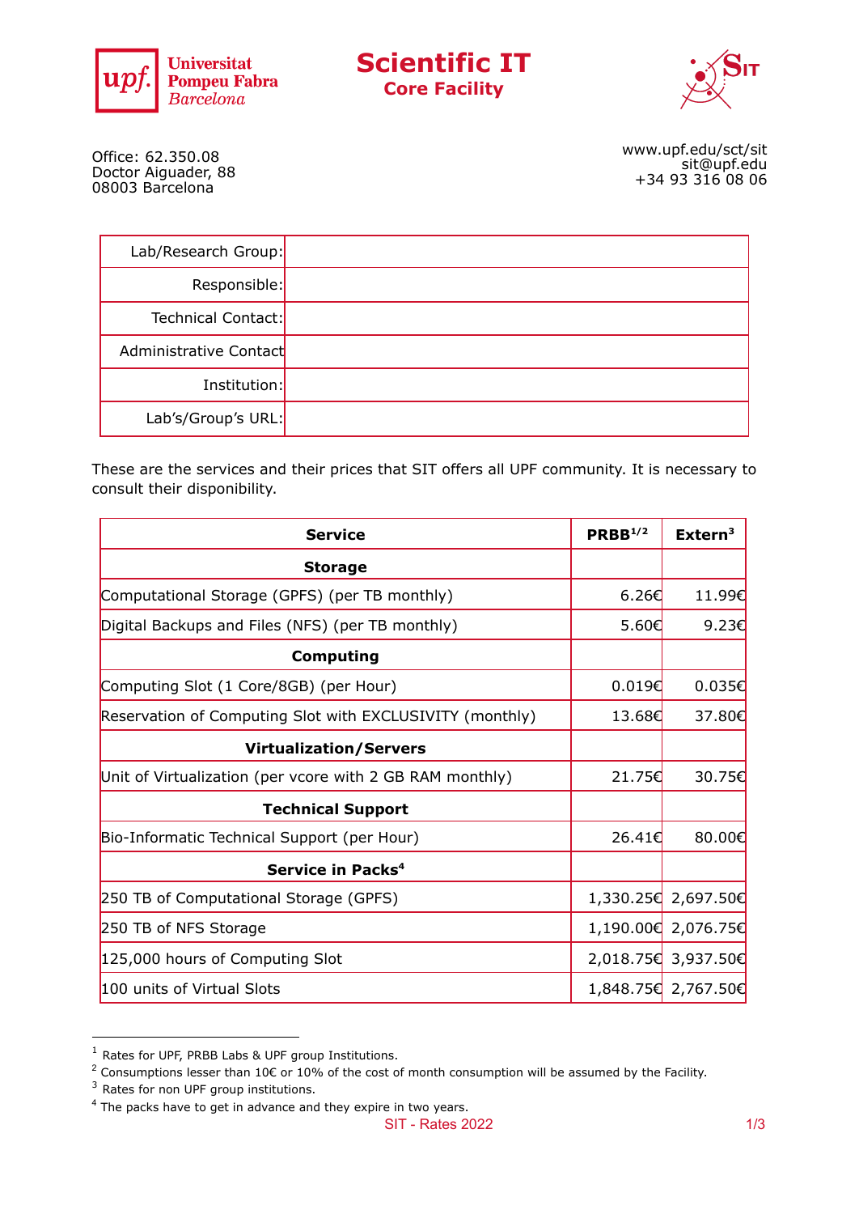Universitat Pompeu Fabra Barcelona

# Scientific IT

## Core Facility

Office: 62.350.08
Doctor Aiguader, 88
08003 Barcelona

www.upf.edu/sct/sit
sit@upf.edu
+34 93 316 08 06

| | |
|---|---|
| Lab/Research Group: | |
| Responsible: | |
| Technical Contact: | |
| Administrative Contact | |
| Institution: | |
| Lab's/Group's URL: | |

These are the services and their prices that SIT offers all UPF community. It is necessary to consult their disponibility.

| Service | PRBB[1/2] | Extern[3] |
|---|---|---|
| **Storage** | | |
| Computational Storage (GPFS) (per TB monthly) | 6.26€ | 11.99€ |
| Digital Backups and Files (NFS) (per TB monthly) | 5.60€ | 9.23€ |
| **Computing** | | |
| Computing Slot (1 Core/8GB) (per Hour) | 0.019€ | 0.035€ |
| Reservation of Computing Slot with EXCLUSIVITY (monthly) | 13.68€ | 37.80€ |
| **Virtualization/Servers** | | |
| Unit of Virtualization (per vcore with 2 GB RAM monthly) | 21.75€ | 30.75€ |
| **Technical Support** | | |
| Bio-Informatic Technical Support (per Hour) | 26.41€ | 80.00€ |
| **Service in Packs[4]** | | |
| 250 TB of Computational Storage (GPFS) | 1,330.25€ | 2,697.50€ |
| 250 TB of NFS Storage | 1,190.00€ | 2,076.75€ |
| 125,000 hours of Computing Slot | 2,018.75€ | 3,937.50€ |
| 100 units of Virtual Slots | 1,848.75€ | 2,767.50€ |

[1] Rates for UPF, PRBB Labs & UPF group Institutions.
[2] Consumptions lesser than 10€ or 10% of the cost of month consumption will be assumed by the Facility.
[3] Rates for non UPF group institutions.
[4] The packs have to get in advance and they expire in two years.

SIT - Rates 2022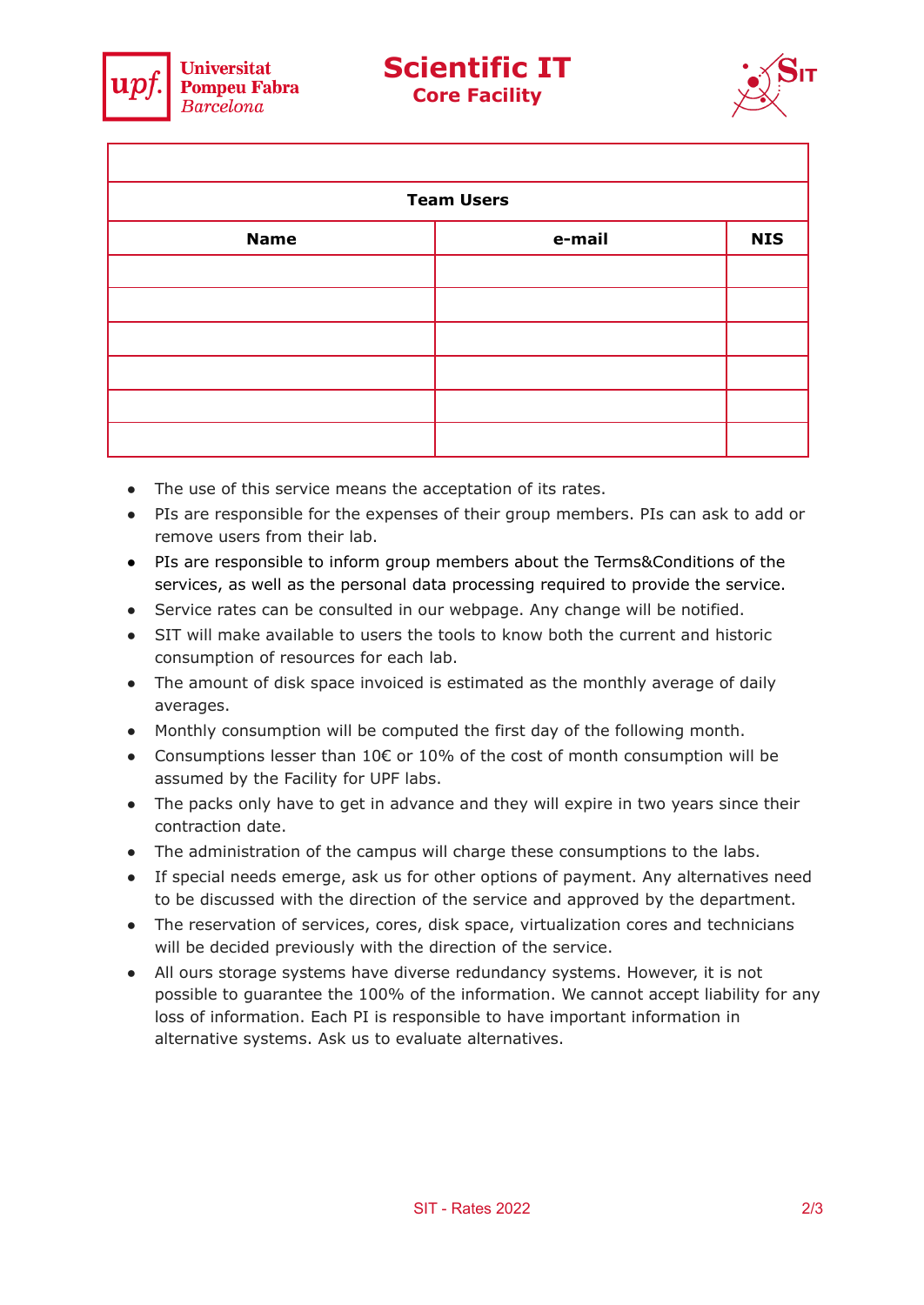| | | |
|---|---|---|
| **Team Users** | | |
| **Name** | **e-mail** | **NIS** |
| | | |
| | | |
| | | |
| | | |
| | | |
| | | |

- The use of this service means the acceptation of its rates.
- PIs are responsible for the expenses of their group members. PIs can ask to add or remove users from their lab.
- PIs are responsible to inform group members about the Terms&Conditions of the services, as well as the personal data processing required to provide the service.
- Service rates can be consulted in our webpage. Any change will be notified.
- SIT will make available to users the tools to know both the current and historic consumption of resources for each lab.
- The amount of disk space invoiced is estimated as the monthly average of daily averages.
- Monthly consumption will be computed the first day of the following month.
- Consumptions lesser than 10€ or 10% of the cost of month consumption will be assumed by the Facility for UPF labs.
- The packs only have to get in advance and they will expire in two years since their contraction date.
- The administration of the campus will charge these consumptions to the labs.
- If special needs emerge, ask us for other options of payment. Any alternatives need to be discussed with the direction of the service and approved by the department.
- The reservation of services, cores, disk space, virtualization cores and technicians will be decided previously with the direction of the service.
- All ours storage systems have diverse redundancy systems. However, it is not possible to guarantee the 100% of the information. We cannot accept liability for any loss of information. Each PI is responsible to have important information in alternative systems. Ask us to evaluate alternatives.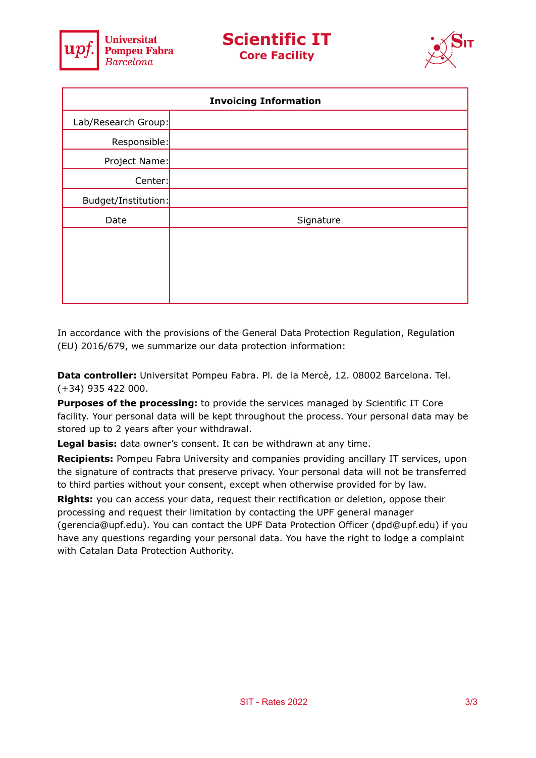Universitat Pompeu Fabra Barcelona

# Scientific IT
## Core Facility

| Invoicing Information | |
|---|---|
| Lab/Research Group: | |
| Responsible: | |
| Project Name: | |
| Center: | |
| Budget/Institution: | |
| Date | Signature |
| | |

In accordance with the provisions of the General Data Protection Regulation, Regulation (EU) 2016/679, we summarize our data protection information:

**Data controller:** Universitat Pompeu Fabra. Pl. de la Mercè, 12. 08002 Barcelona. Tel. (+34) 935 422 000.

**Purposes of the processing:** to provide the services managed by Scientific IT Core facility. Your personal data will be kept throughout the process. Your personal data may be stored up to 2 years after your withdrawal.

**Legal basis:** data owner's consent. It can be withdrawn at any time.

**Recipients:** Pompeu Fabra University and companies providing ancillary IT services, upon the signature of contracts that preserve privacy. Your personal data will not be transferred to third parties without your consent, except when otherwise provided for by law.

**Rights:** you can access your data, request their rectification or deletion, oppose their processing and request their limitation by contacting the UPF general manager (gerencia@upf.edu). You can contact the UPF Data Protection Officer (dpd@upf.edu) if you have any questions regarding your personal data. You have the right to lodge a complaint with Catalan Data Protection Authority.